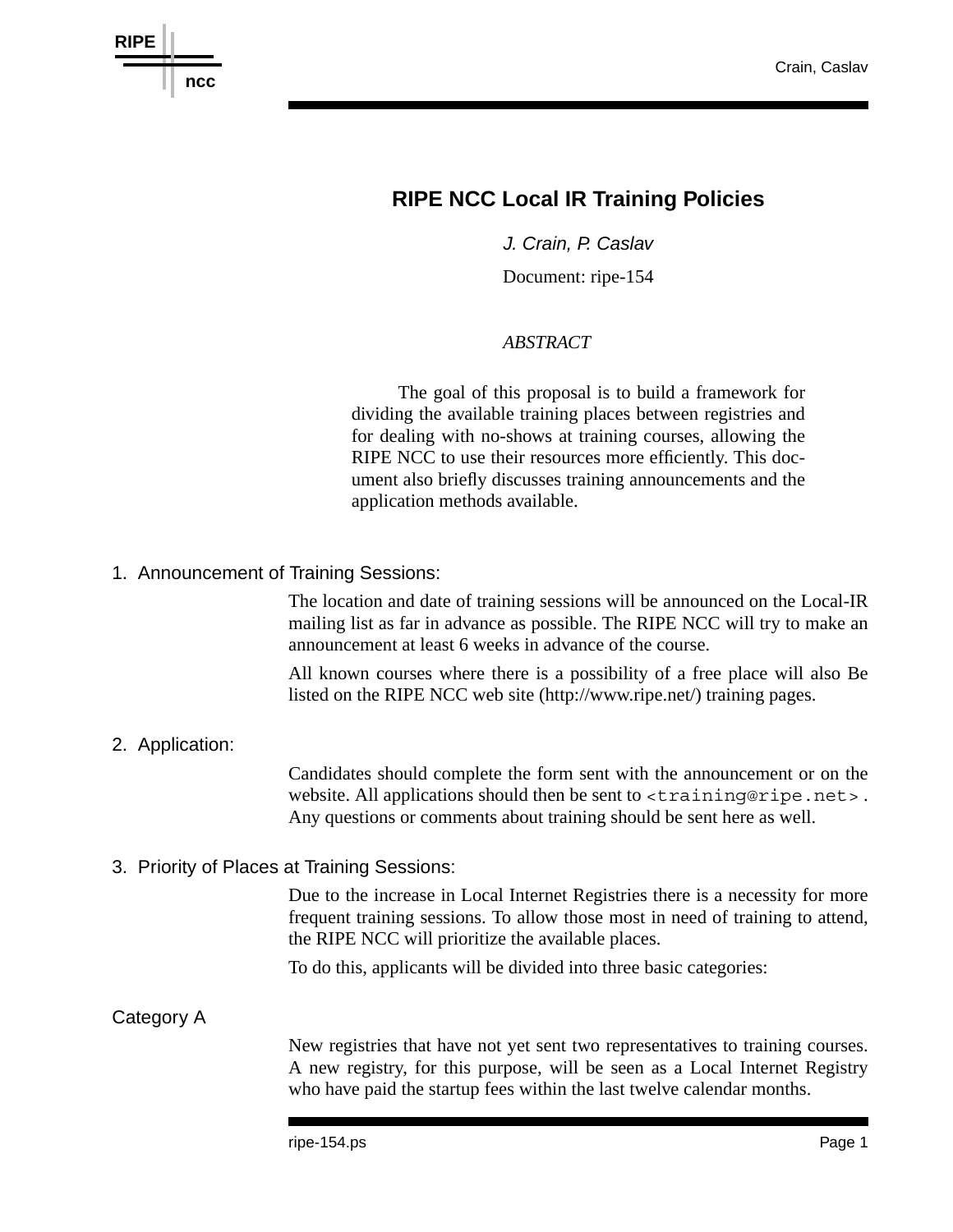# RIPE NCC Local IR Training Policies

*J. Crain, P. Caslav*

Document: ripe-154

*ABSTRACT*

The goal of this proposal is to build a framework for dividing the available training places between registries and for dealing with no-shows at training courses, allowing the RIPE NCC to use their resources more efficiently. This document also briefly discusses training announcements and the application methods available.

## 1. Announcement of Training Sessions:

The location and date of training sessions will be announced on the Local-IR mailing list as far in advance as possible. The RIPE NCC will try to make an announcement at least 6 weeks in advance of the course.

All known courses where there is a possibility of a free place will also Be listed on the RIPE NCC web site (http://www.ripe.net/) training pages.

## 2. Application:

Candidates should complete the form sent with the announcement or on the website. All applications should then be sent to `<training@ripe.net>`. Any questions or comments about training should be sent here as well.

## 3. Priority of Places at Training Sessions:

Due to the increase in Local Internet Registries there is a necessity for more frequent training sessions. To allow those most in need of training to attend, the RIPE NCC will prioritize the available places.

To do this, applicants will be divided into three basic categories:

### Category A

New registries that have not yet sent two representatives to training courses. A new registry, for this purpose, will be seen as a Local Internet Registry who have paid the startup fees within the last twelve calendar months.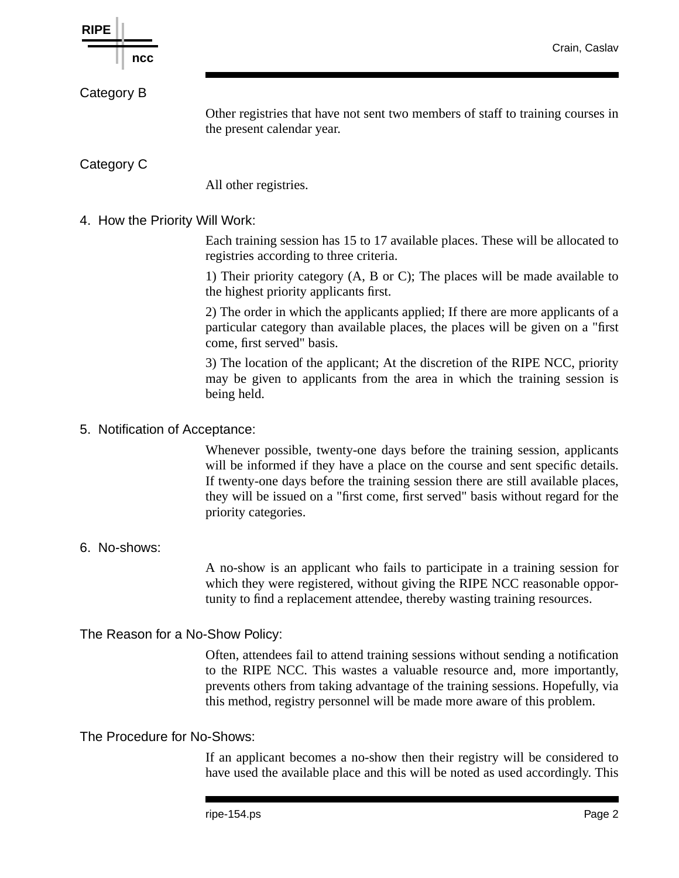### Category B

Other registries that have not sent two members of staff to training courses in the present calendar year.

### Category C

All other registries.

## 4. How the Priority Will Work:

Each training session has 15 to 17 available places. These will be allocated to registries according to three criteria.

1) Their priority category (A, B or C); The places will be made available to the highest priority applicants first.

2) The order in which the applicants applied; If there are more applicants of a particular category than available places, the places will be given on a "first come, first served" basis.

3) The location of the applicant; At the discretion of the RIPE NCC, priority may be given to applicants from the area in which the training session is being held.

## 5. Notification of Acceptance:

Whenever possible, twenty-one days before the training session, applicants will be informed if they have a place on the course and sent specific details. If twenty-one days before the training session there are still available places, they will be issued on a "first come, first served" basis without regard for the priority categories.

## 6. No-shows:

A no-show is an applicant who fails to participate in a training session for which they were registered, without giving the RIPE NCC reasonable opportunity to find a replacement attendee, thereby wasting training resources.

### The Reason for a No-Show Policy:

Often, attendees fail to attend training sessions without sending a notification to the RIPE NCC. This wastes a valuable resource and, more importantly, prevents others from taking advantage of the training sessions. Hopefully, via this method, registry personnel will be made more aware of this problem.

### The Procedure for No-Shows:

If an applicant becomes a no-show then their registry will be considered to have used the available place and this will be noted as used accordingly. This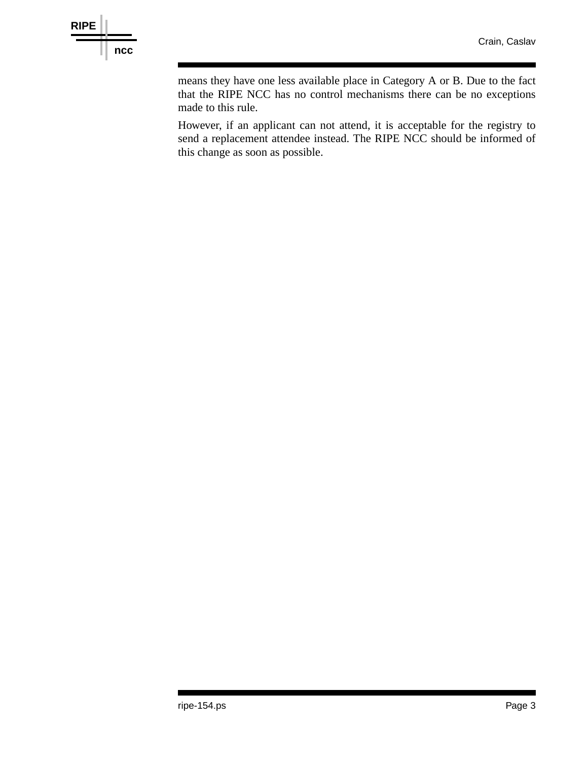means they have one less available place in Category A or B. Due to the fact that the RIPE NCC has no control mechanisms there can be no exceptions made to this rule.

However, if an applicant can not attend, it is acceptable for the registry to send a replacement attendee instead. The RIPE NCC should be informed of this change as soon as possible.